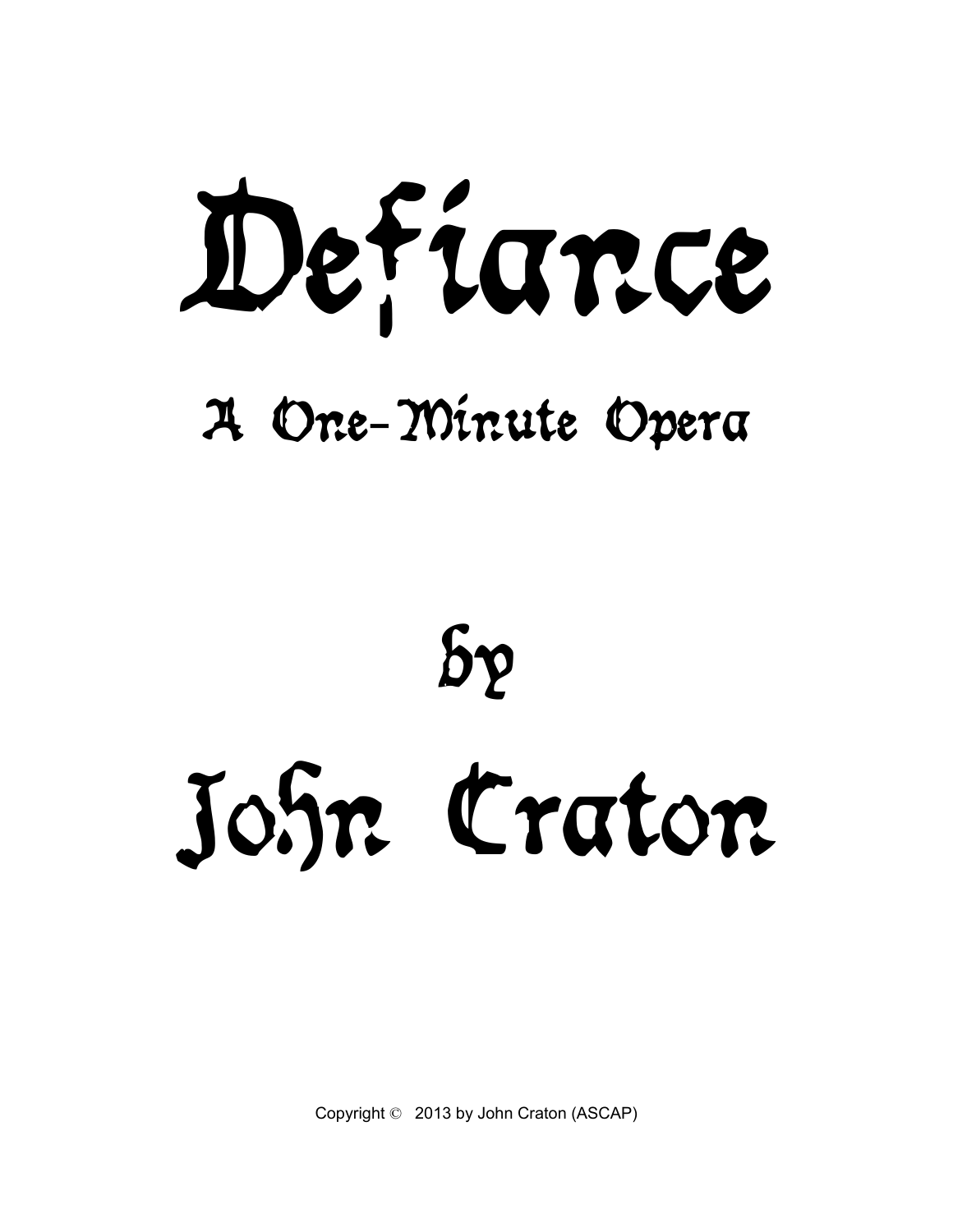# Defiance

## A One-Minute Opera

## by

# John Craton

Copyright © 2013 by John Craton (ASCAP)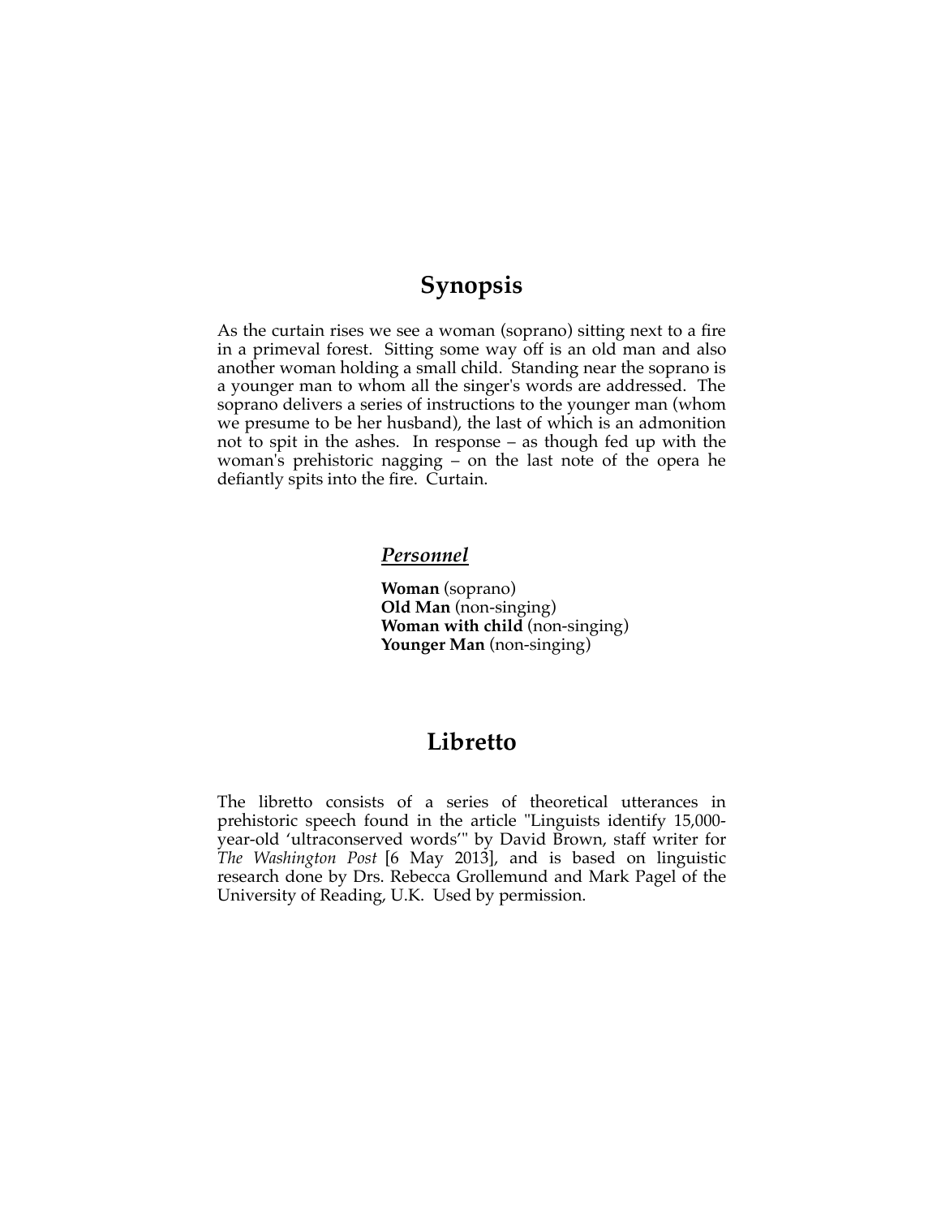## Synopsis

As the curtain rises we see a woman (soprano) sitting next to a fire in a primeval forest. Sitting some way off is an old man and also another woman holding a small child. Standing near the soprano is a younger man to whom all the singer's words are addressed. The soprano delivers a series of instructions to the younger man (whom we presume to be her husband), the last of which is an admonition not to spit in the ashes. In response – as though fed up with the woman's prehistoric nagging – on the last note of the opera he defiantly spits into the fire. Curtain.

### ***Personnel***

**Woman** (soprano)
**Old Man** (non-singing)
**Woman with child** (non-singing)
**Younger Man** (non-singing)

## Libretto

The libretto consists of a series of theoretical utterances in prehistoric speech found in the article "Linguists identify 15,000-year-old 'ultraconserved words'" by David Brown, staff writer for *The Washington Post* [6 May 2013], and is based on linguistic research done by Drs. Rebecca Grollemund and Mark Pagel of the University of Reading, U.K. Used by permission.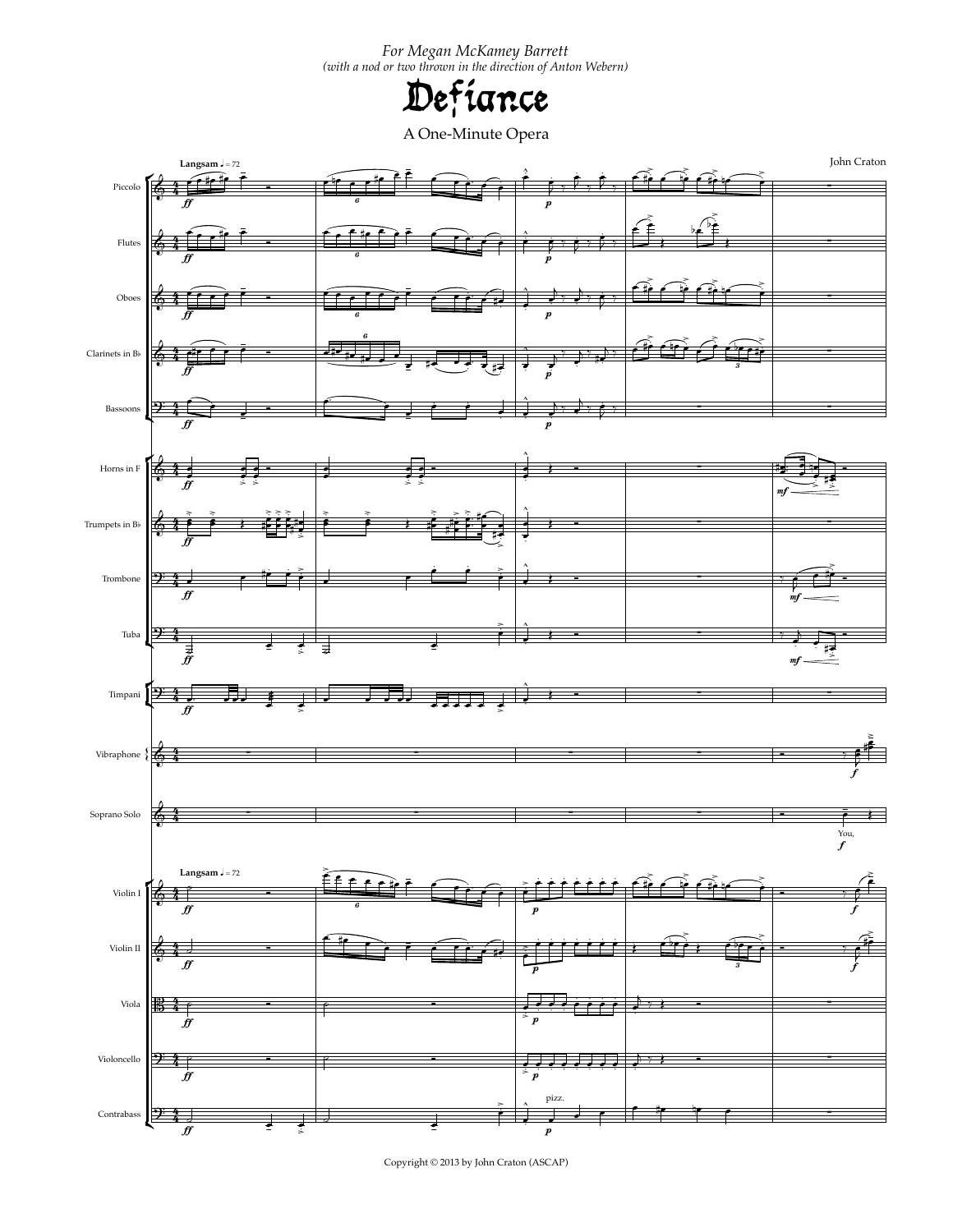*For Megan McKamey Barrett*
*(with a nod or two thrown in the direction of Anton Webern)*

# Defiance

A One-Minute Opera

John Craton

**Langsam** ♩ = 72

Piccolo
Flutes
Oboes
Clarinets in B♭
Bassoons
Horns in F
Trumpets in B♭
Trombone
Tuba
Timpani
Vibraphone
Soprano Solo
Violin I
Violin II
Viola
Violoncello
Contrabass

You,

Copyright © 2013 by John Craton (ASCAP)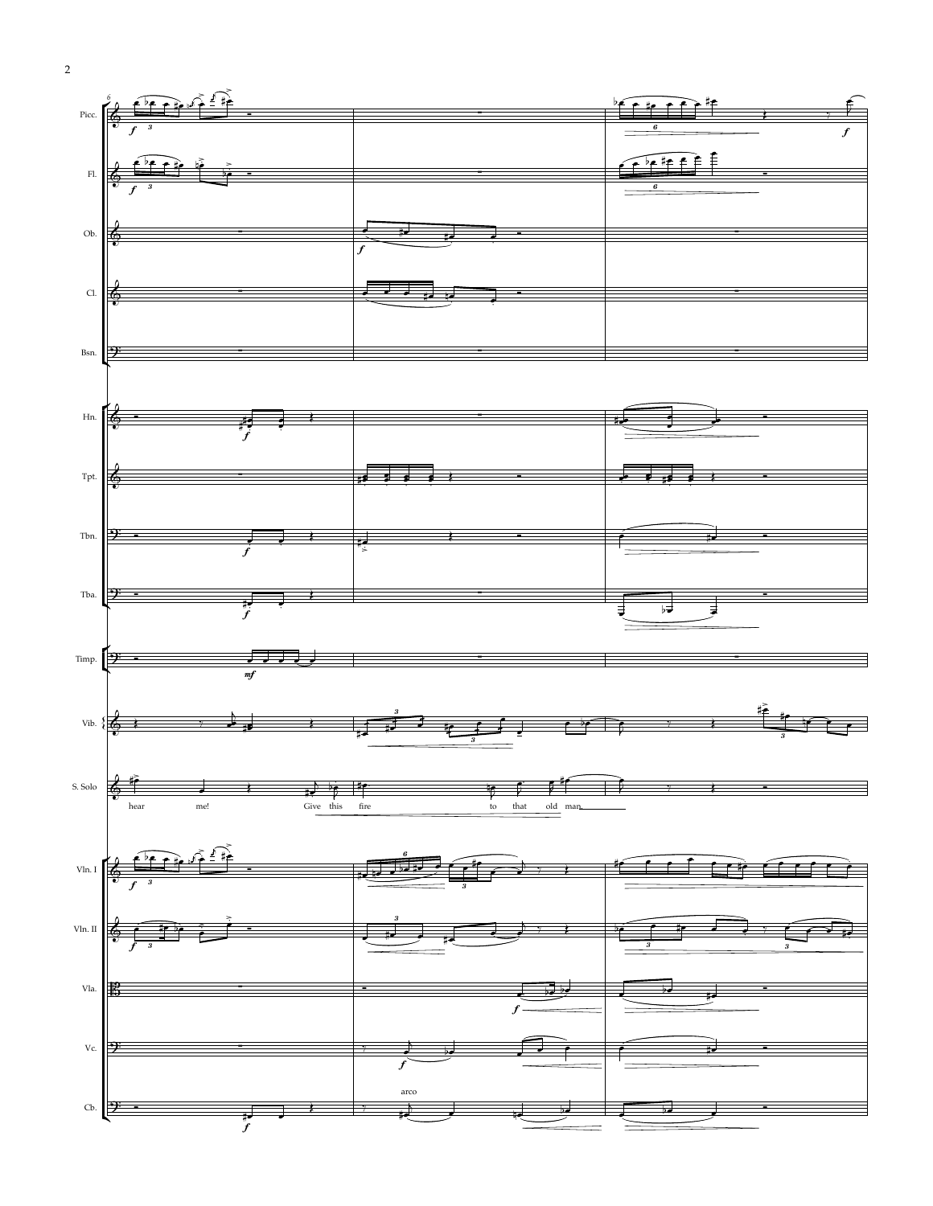Picc.

Fl.

Ob.

Cl.

Bsn.

Hn.

Tpt.

Tbn.

Tba.

Timp.

Vib.

S. Solo

hear me! Give this fire to that old man.

Vln. I

Vln. II

Vla.

Vc.

Cb.

arco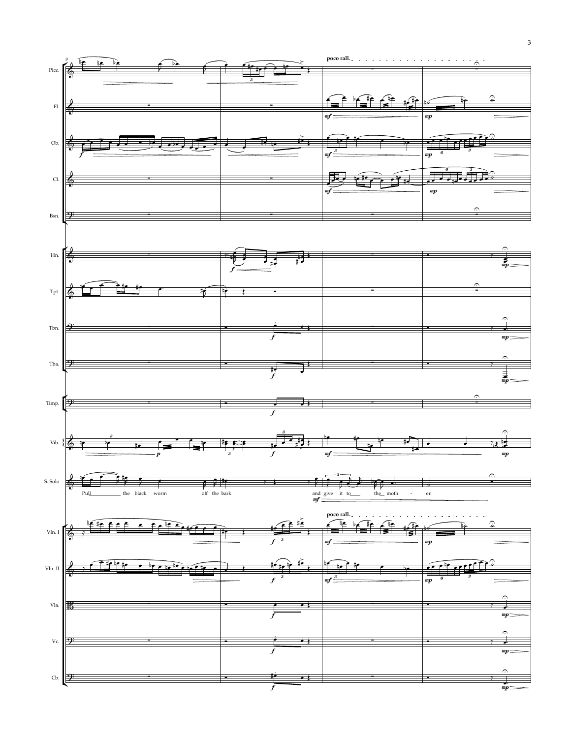poco rall.

Picc.
Fl.
Ob.
Cl.
Bsn.
Hn.
Tpt.
Tbn.
Tba.
Timp.
Vib.
S. Solo
Vln. I
Vln. II
Vla.
Vc.
Cb.

Pull the black worm off the bark and give it to the moth - er.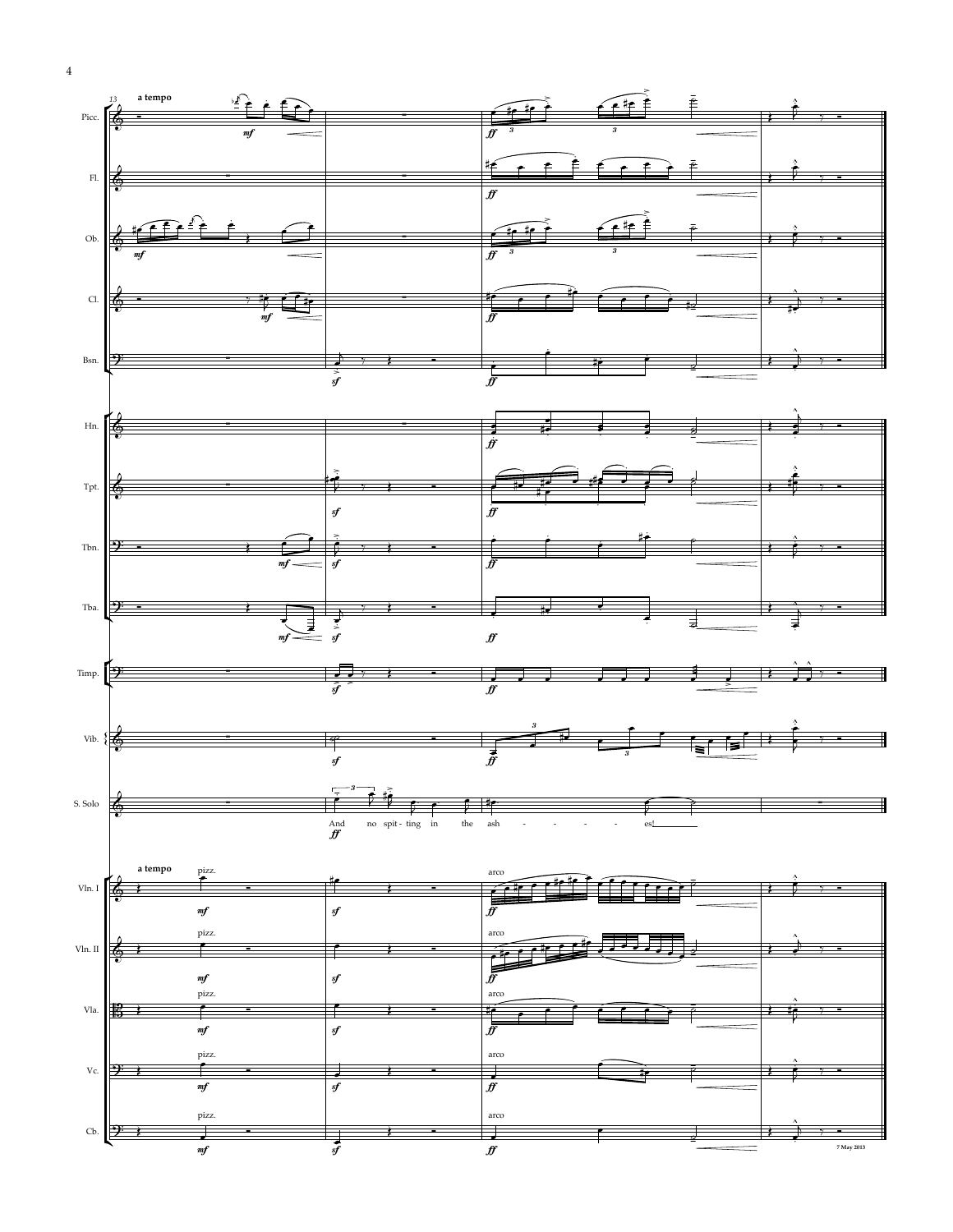a tempo

And no spit - ting in the ash - - - - - es!

7 May 2013